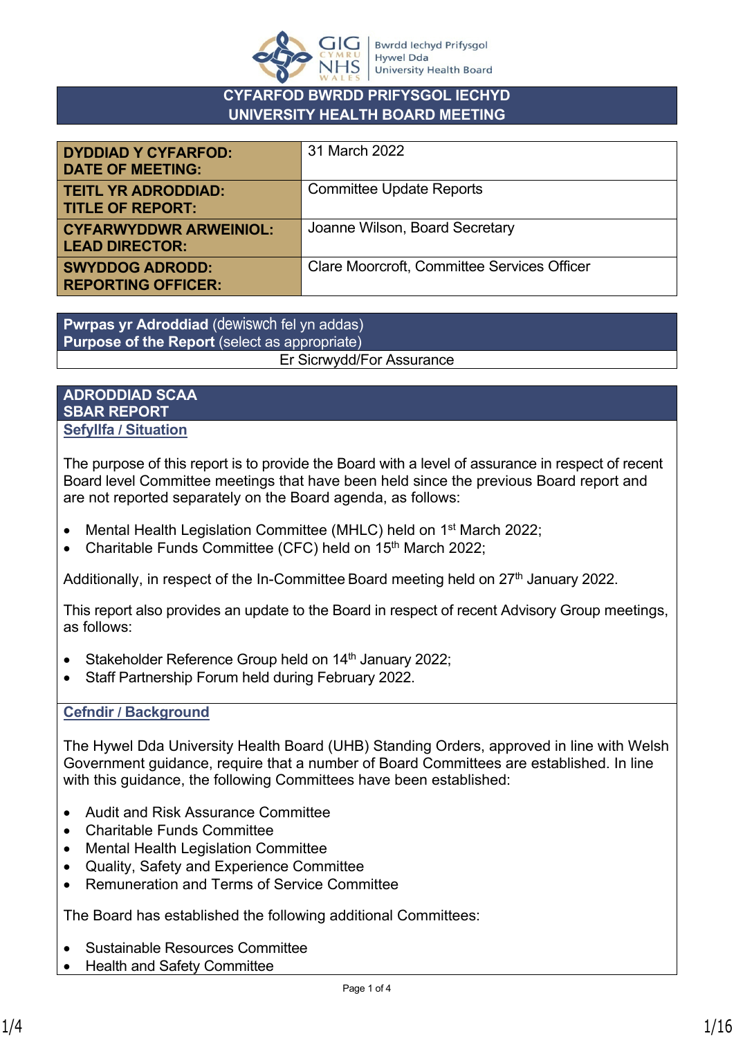# CYFARFOD BWRDD PRIFYSGOL IECHYD
# UNIVERSITY HEALTH BOARD MEETING

| | |
|---|---|
| **DYDDIAD Y CYFARFOD: DATE OF MEETING:** | 31 March 2022 |
| **TEITL YR ADRODDIAD: TITLE OF REPORT:** | Committee Update Reports |
| **CYFARWYDDWR ARWEINIOL: LEAD DIRECTOR:** | Joanne Wilson, Board Secretary |
| **SWYDDOG ADRODD: REPORTING OFFICER:** | Clare Moorcroft, Committee Services Officer |

| **Pwrpas yr Adroddiad** (dewiswch fel yn addas) **Purpose of the Report** (select as appropriate) |
|---|
| Er Sicrwydd/For Assurance |

## ADRODDIAD SCAA
## SBAR REPORT

### Sefyllfa / Situation

The purpose of this report is to provide the Board with a level of assurance in respect of recent Board level Committee meetings that have been held since the previous Board report and are not reported separately on the Board agenda, as follows:

- Mental Health Legislation Committee (MHLC) held on 1st March 2022;
- Charitable Funds Committee (CFC) held on 15th March 2022;

Additionally, in respect of the In-Committee Board meeting held on 27th January 2022.

This report also provides an update to the Board in respect of recent Advisory Group meetings, as follows:

- Stakeholder Reference Group held on 14th January 2022;
- Staff Partnership Forum held during February 2022.

### Cefndir / Background

The Hywel Dda University Health Board (UHB) Standing Orders, approved in line with Welsh Government guidance, require that a number of Board Committees are established. In line with this guidance, the following Committees have been established:

- Audit and Risk Assurance Committee
- Charitable Funds Committee
- Mental Health Legislation Committee
- Quality, Safety and Experience Committee
- Remuneration and Terms of Service Committee

The Board has established the following additional Committees:

- Sustainable Resources Committee
- Health and Safety Committee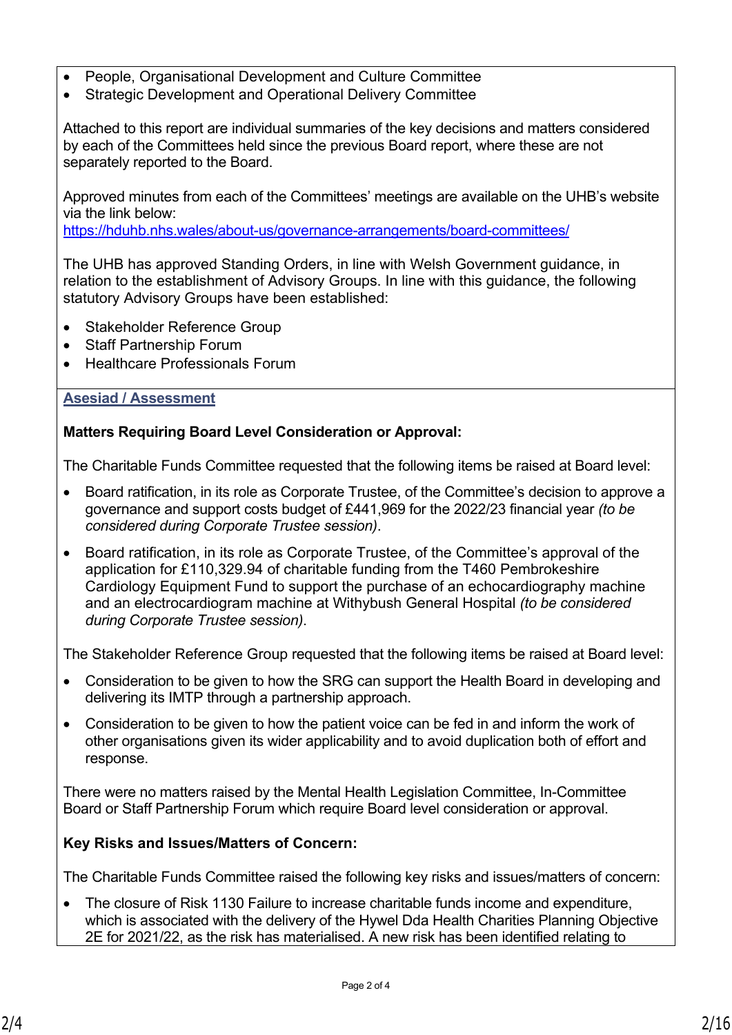- People, Organisational Development and Culture Committee
- Strategic Development and Operational Delivery Committee

Attached to this report are individual summaries of the key decisions and matters considered by each of the Committees held since the previous Board report, where these are not separately reported to the Board.

Approved minutes from each of the Committees' meetings are available on the UHB's website via the link below:
https://hduhb.nhs.wales/about-us/governance-arrangements/board-committees/

The UHB has approved Standing Orders, in line with Welsh Government guidance, in relation to the establishment of Advisory Groups. In line with this guidance, the following statutory Advisory Groups have been established:

- Stakeholder Reference Group
- Staff Partnership Forum
- Healthcare Professionals Forum

**Asesiad / Assessment**

**Matters Requiring Board Level Consideration or Approval:**

The Charitable Funds Committee requested that the following items be raised at Board level:

- Board ratification, in its role as Corporate Trustee, of the Committee's decision to approve a governance and support costs budget of £441,969 for the 2022/23 financial year *(to be considered during Corporate Trustee session)*.
- Board ratification, in its role as Corporate Trustee, of the Committee's approval of the application for £110,329.94 of charitable funding from the T460 Pembrokeshire Cardiology Equipment Fund to support the purchase of an echocardiography machine and an electrocardiogram machine at Withybush General Hospital *(to be considered during Corporate Trustee session)*.

The Stakeholder Reference Group requested that the following items be raised at Board level:

- Consideration to be given to how the SRG can support the Health Board in developing and delivering its IMTP through a partnership approach.
- Consideration to be given to how the patient voice can be fed in and inform the work of other organisations given its wider applicability and to avoid duplication both of effort and response.

There were no matters raised by the Mental Health Legislation Committee, In-Committee Board or Staff Partnership Forum which require Board level consideration or approval.

**Key Risks and Issues/Matters of Concern:**

The Charitable Funds Committee raised the following key risks and issues/matters of concern:

- The closure of Risk 1130 Failure to increase charitable funds income and expenditure, which is associated with the delivery of the Hywel Dda Health Charities Planning Objective 2E for 2021/22, as the risk has materialised. A new risk has been identified relating to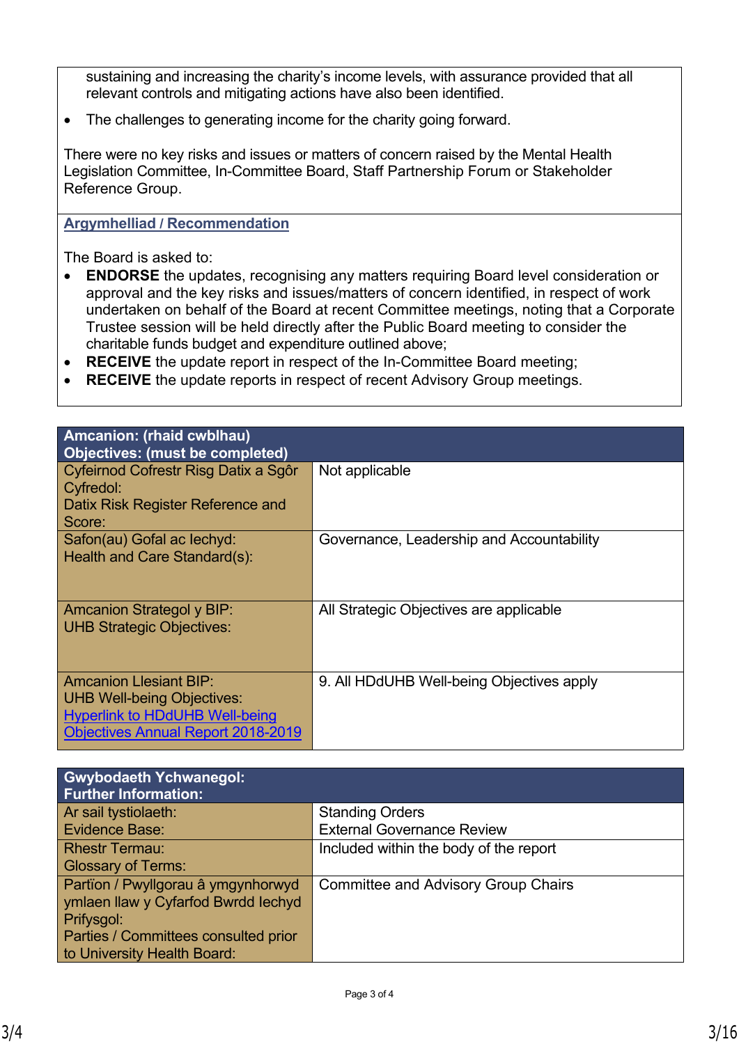sustaining and increasing the charity's income levels, with assurance provided that all relevant controls and mitigating actions have also been identified.

- The challenges to generating income for the charity going forward.

There were no key risks and issues or matters of concern raised by the Mental Health Legislation Committee, In-Committee Board, Staff Partnership Forum or Stakeholder Reference Group.

**Argymhelliad / Recommendation**

The Board is asked to:

- **ENDORSE** the updates, recognising any matters requiring Board level consideration or approval and the key risks and issues/matters of concern identified, in respect of work undertaken on behalf of the Board at recent Committee meetings, noting that a Corporate Trustee session will be held directly after the Public Board meeting to consider the charitable funds budget and expenditure outlined above;
- **RECEIVE** the update report in respect of the In-Committee Board meeting;
- **RECEIVE** the update reports in respect of recent Advisory Group meetings.

| **Amcanion: (rhaid cwblhau)<br>Objectives: (must be completed)** | |
|---|---|
| Cyfeirnod Cofrestr Risg Datix a Sgôr Cyfredol:<br>Datix Risk Register Reference and Score: | Not applicable |
| Safon(au) Gofal ac Iechyd:<br>Health and Care Standard(s): | Governance, Leadership and Accountability |
| Amcanion Strategol y BIP:<br>UHB Strategic Objectives: | All Strategic Objectives are applicable |
| Amcanion Llesiant BIP:<br>UHB Well-being Objectives:<br>Hyperlink to HDdUHB Well-being Objectives Annual Report 2018-2019 | 9. All HDdUHB Well-being Objectives apply |

| **Gwybodaeth Ychwanegol:<br>Further Information:** | |
|---|---|
| Ar sail tystiolaeth:<br>Evidence Base: | Standing Orders<br>External Governance Review |
| Rhestr Termau:<br>Glossary of Terms: | Included within the body of the report |
| Partïon / Pwyllgorau â ymgynhorwyd ymlaen llaw y Cyfarfod Bwrdd Iechyd Prifysgol:<br>Parties / Committees consulted prior to University Health Board: | Committee and Advisory Group Chairs |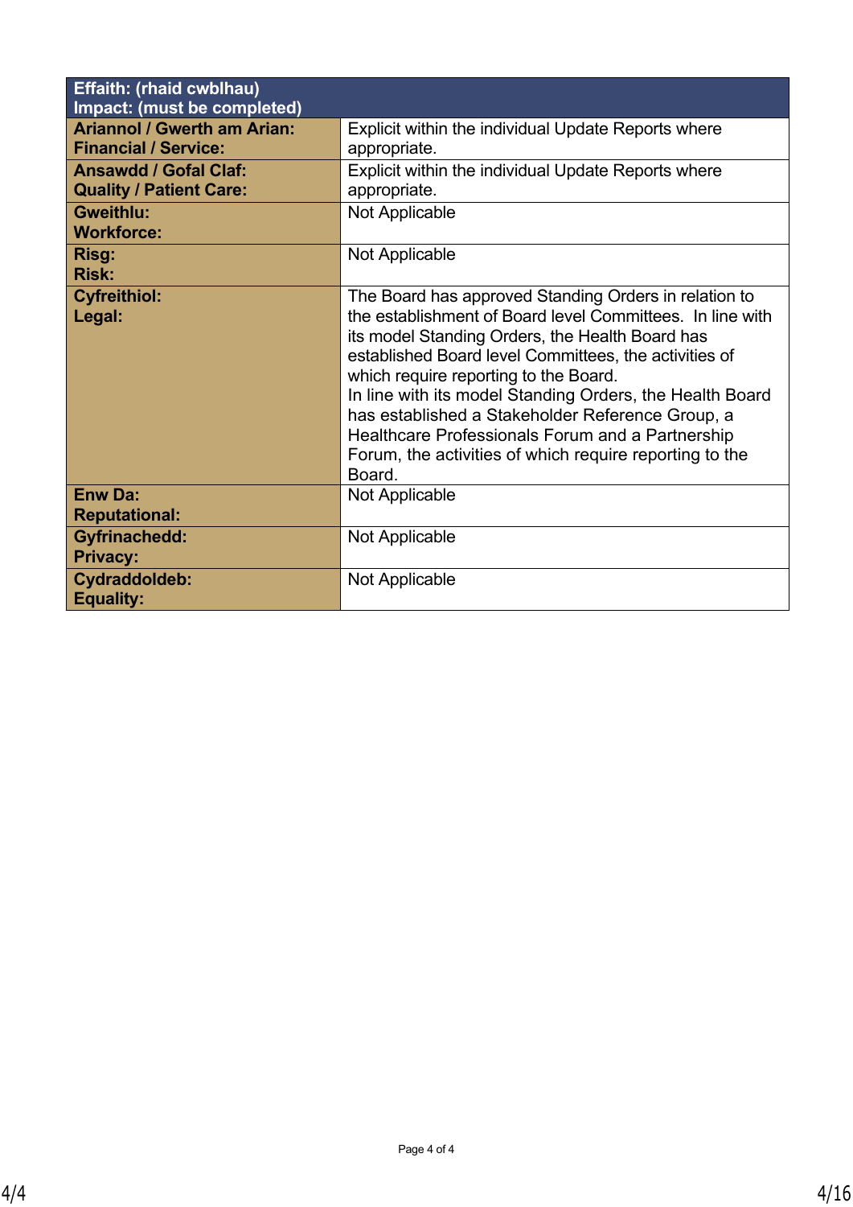| Effaith: (rhaid cwblhau)<br>Impact: (must be completed) | |
|---|---|
| **Ariannol / Gwerth am Arian:**<br>**Financial / Service:** | Explicit within the individual Update Reports where appropriate. |
| **Ansawdd / Gofal Claf:**<br>**Quality / Patient Care:** | Explicit within the individual Update Reports where appropriate. |
| **Gweithlu:**<br>**Workforce:** | Not Applicable |
| **Risg:**<br>**Risk:** | Not Applicable |
| **Cyfreithiol:**<br>**Legal:** | The Board has approved Standing Orders in relation to the establishment of Board level Committees. In line with its model Standing Orders, the Health Board has established Board level Committees, the activities of which require reporting to the Board.<br>In line with its model Standing Orders, the Health Board has established a Stakeholder Reference Group, a Healthcare Professionals Forum and a Partnership Forum, the activities of which require reporting to the Board. |
| **Enw Da:**<br>**Reputational:** | Not Applicable |
| **Gyfrinachedd:**<br>**Privacy:** | Not Applicable |
| **Cydraddoldeb:**<br>**Equality:** | Not Applicable |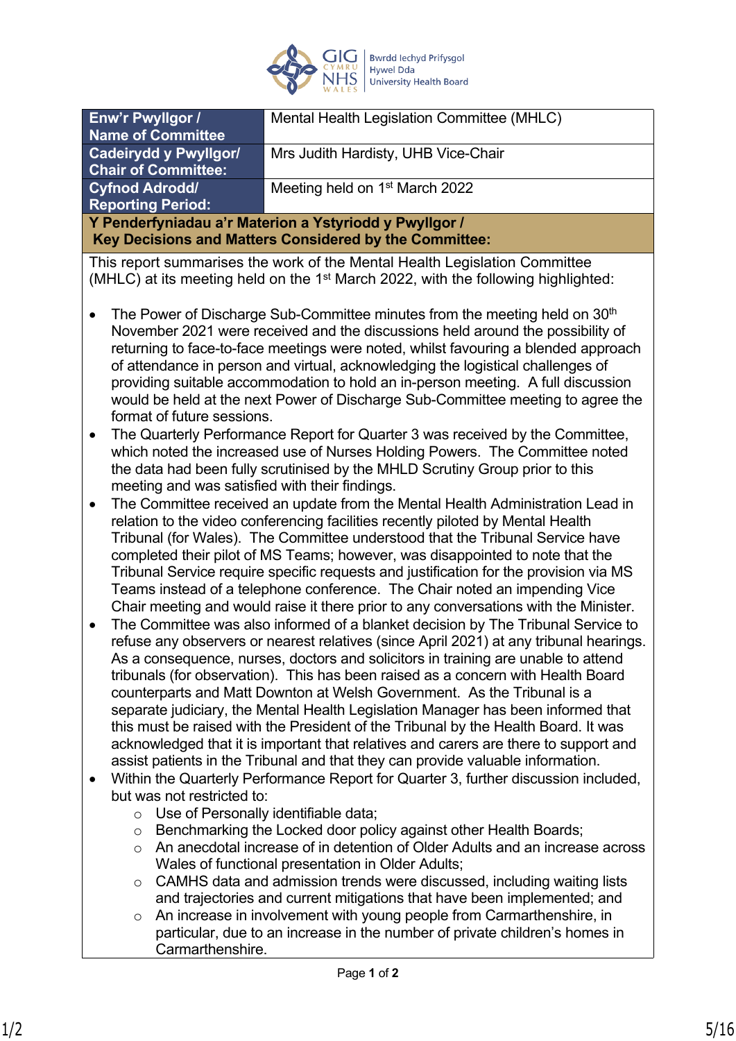| Enw'r Pwyllgor / Name of Committee | Mental Health Legislation Committee (MHLC) |
|---|---|
| Cadeirydd y Pwyllgor/ Chair of Committee: | Mrs Judith Hardisty, UHB Vice-Chair |
| Cyfnod Adrodd/ Reporting Period: | Meeting held on 1st March 2022 |

**Y Penderfyniadau a'r Materion a Ystyriodd y Pwyllgor / Key Decisions and Matters Considered by the Committee:**

This report summarises the work of the Mental Health Legislation Committee (MHLC) at its meeting held on the 1st March 2022, with the following highlighted:

- The Power of Discharge Sub-Committee minutes from the meeting held on 30th November 2021 were received and the discussions held around the possibility of returning to face-to-face meetings were noted, whilst favouring a blended approach of attendance in person and virtual, acknowledging the logistical challenges of providing suitable accommodation to hold an in-person meeting. A full discussion would be held at the next Power of Discharge Sub-Committee meeting to agree the format of future sessions.
- The Quarterly Performance Report for Quarter 3 was received by the Committee, which noted the increased use of Nurses Holding Powers. The Committee noted the data had been fully scrutinised by the MHLD Scrutiny Group prior to this meeting and was satisfied with their findings.
- The Committee received an update from the Mental Health Administration Lead in relation to the video conferencing facilities recently piloted by Mental Health Tribunal (for Wales). The Committee understood that the Tribunal Service have completed their pilot of MS Teams; however, was disappointed to note that the Tribunal Service require specific requests and justification for the provision via MS Teams instead of a telephone conference. The Chair noted an impending Vice Chair meeting and would raise it there prior to any conversations with the Minister.
- The Committee was also informed of a blanket decision by The Tribunal Service to refuse any observers or nearest relatives (since April 2021) at any tribunal hearings. As a consequence, nurses, doctors and solicitors in training are unable to attend tribunals (for observation). This has been raised as a concern with Health Board counterparts and Matt Downton at Welsh Government. As the Tribunal is a separate judiciary, the Mental Health Legislation Manager has been informed that this must be raised with the President of the Tribunal by the Health Board. It was acknowledged that it is important that relatives and carers are there to support and assist patients in the Tribunal and that they can provide valuable information.
- Within the Quarterly Performance Report for Quarter 3, further discussion included, but was not restricted to:
    - Use of Personally identifiable data;
    - Benchmarking the Locked door policy against other Health Boards;
    - An anecdotal increase of in detention of Older Adults and an increase across Wales of functional presentation in Older Adults;
    - CAMHS data and admission trends were discussed, including waiting lists and trajectories and current mitigations that have been implemented; and
    - An increase in involvement with young people from Carmarthenshire, in particular, due to an increase in the number of private children's homes in Carmarthenshire.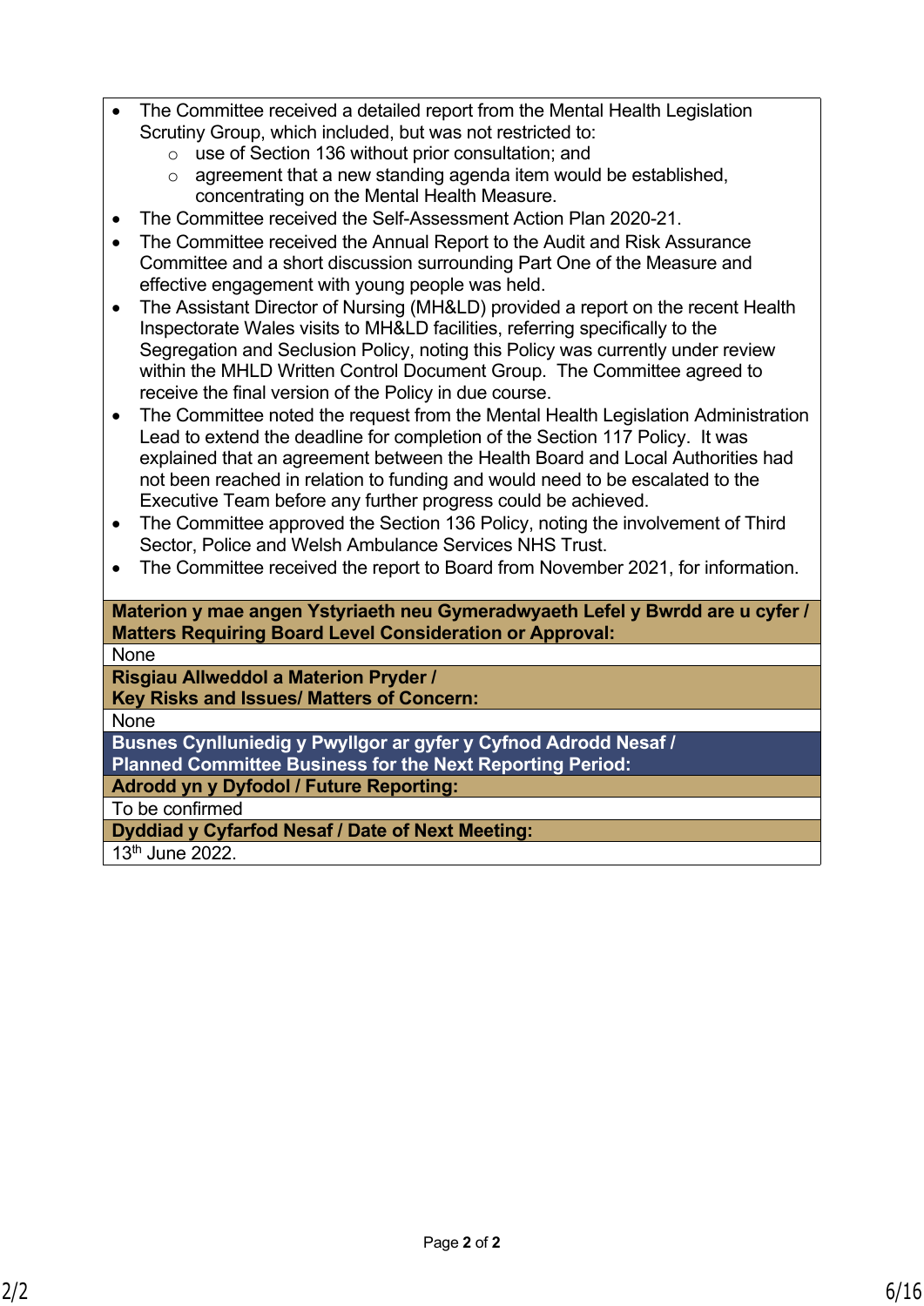- The Committee received a detailed report from the Mental Health Legislation Scrutiny Group, which included, but was not restricted to:
  - use of Section 136 without prior consultation; and
  - agreement that a new standing agenda item would be established, concentrating on the Mental Health Measure.
- The Committee received the Self-Assessment Action Plan 2020-21.
- The Committee received the Annual Report to the Audit and Risk Assurance Committee and a short discussion surrounding Part One of the Measure and effective engagement with young people was held.
- The Assistant Director of Nursing (MH&LD) provided a report on the recent Health Inspectorate Wales visits to MH&LD facilities, referring specifically to the Segregation and Seclusion Policy, noting this Policy was currently under review within the MHLD Written Control Document Group. The Committee agreed to receive the final version of the Policy in due course.
- The Committee noted the request from the Mental Health Legislation Administration Lead to extend the deadline for completion of the Section 117 Policy. It was explained that an agreement between the Health Board and Local Authorities had not been reached in relation to funding and would need to be escalated to the Executive Team before any further progress could be achieved.
- The Committee approved the Section 136 Policy, noting the involvement of Third Sector, Police and Welsh Ambulance Services NHS Trust.
- The Committee received the report to Board from November 2021, for information.

**Materion y mae angen Ystyriaeth neu Gymeradwyaeth Lefel y Bwrdd are u cyfer / Matters Requiring Board Level Consideration or Approval:**

None

**Risgiau Allweddol a Materion Pryder / Key Risks and Issues/ Matters of Concern:**

None

**Busnes Cynlluniedig y Pwyllgor ar gyfer y Cyfnod Adrodd Nesaf / Planned Committee Business for the Next Reporting Period:**

**Adrodd yn y Dyfodol / Future Reporting:**

To be confirmed

**Dyddiad y Cyfarfod Nesaf / Date of Next Meeting:**

13th June 2022.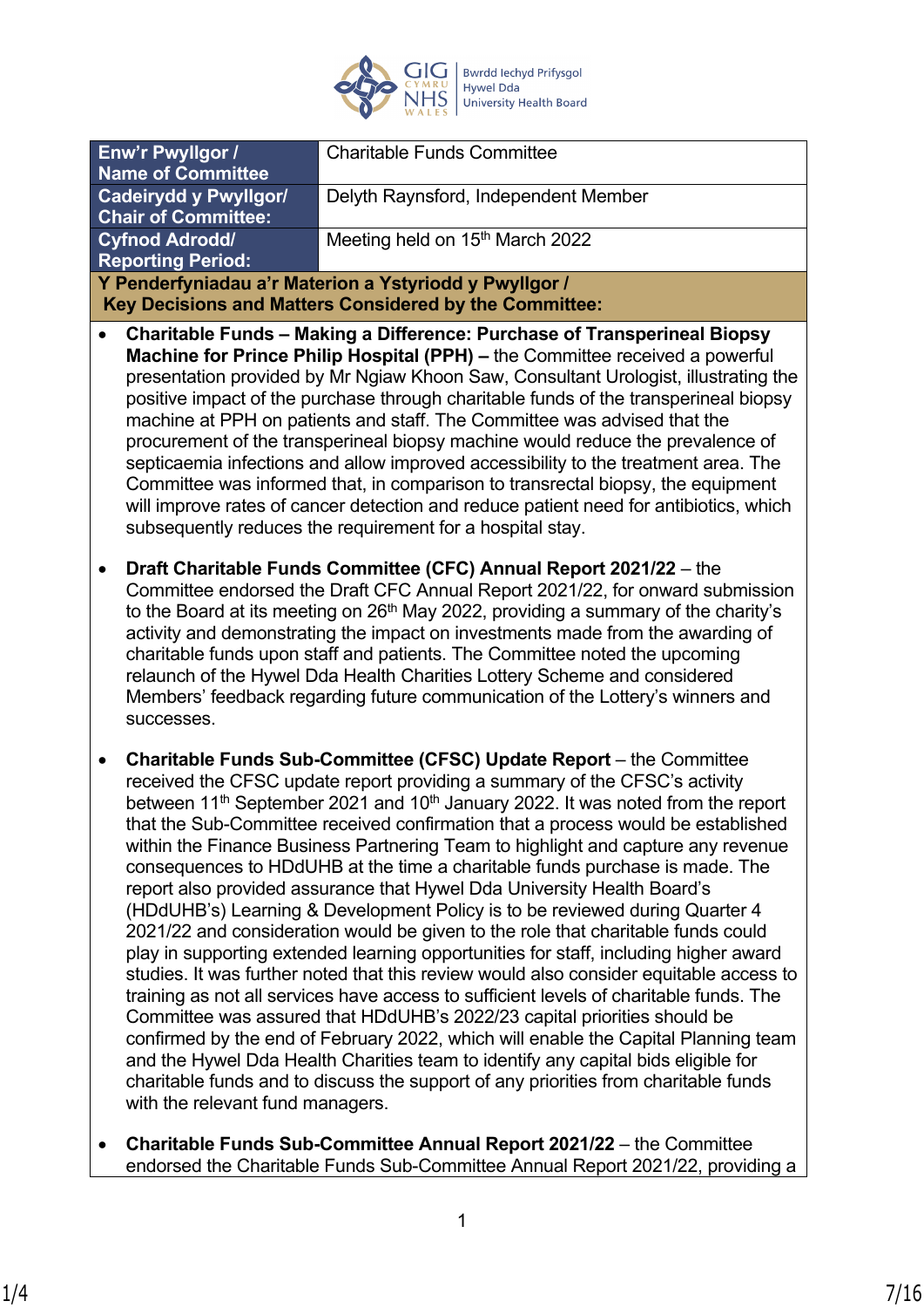| Enw'r Pwyllgor / Name of Committee | Charitable Funds Committee |
|---|---|
| Cadeirydd y Pwyllgor/ Chair of Committee: | Delyth Raynsford, Independent Member |
| Cyfnod Adrodd/ Reporting Period: | Meeting held on 15th March 2022 |

**Y Penderfyniadau a'r Materion a Ystyriodd y Pwyllgor / Key Decisions and Matters Considered by the Committee:**

- **Charitable Funds – Making a Difference: Purchase of Transperineal Biopsy Machine for Prince Philip Hospital (PPH) –** the Committee received a powerful presentation provided by Mr Ngiaw Khoon Saw, Consultant Urologist, illustrating the positive impact of the purchase through charitable funds of the transperineal biopsy machine at PPH on patients and staff. The Committee was advised that the procurement of the transperineal biopsy machine would reduce the prevalence of septicaemia infections and allow improved accessibility to the treatment area. The Committee was informed that, in comparison to transrectal biopsy, the equipment will improve rates of cancer detection and reduce patient need for antibiotics, which subsequently reduces the requirement for a hospital stay.

- **Draft Charitable Funds Committee (CFC) Annual Report 2021/22** – the Committee endorsed the Draft CFC Annual Report 2021/22, for onward submission to the Board at its meeting on 26th May 2022, providing a summary of the charity's activity and demonstrating the impact on investments made from the awarding of charitable funds upon staff and patients. The Committee noted the upcoming relaunch of the Hywel Dda Health Charities Lottery Scheme and considered Members' feedback regarding future communication of the Lottery's winners and successes.

- **Charitable Funds Sub-Committee (CFSC) Update Report** – the Committee received the CFSC update report providing a summary of the CFSC's activity between 11th September 2021 and 10th January 2022. It was noted from the report that the Sub-Committee received confirmation that a process would be established within the Finance Business Partnering Team to highlight and capture any revenue consequences to HDdUHB at the time a charitable funds purchase is made. The report also provided assurance that Hywel Dda University Health Board's (HDdUHB's) Learning & Development Policy is to be reviewed during Quarter 4 2021/22 and consideration would be given to the role that charitable funds could play in supporting extended learning opportunities for staff, including higher award studies. It was further noted that this review would also consider equitable access to training as not all services have access to sufficient levels of charitable funds. The Committee was assured that HDdUHB's 2022/23 capital priorities should be confirmed by the end of February 2022, which will enable the Capital Planning team and the Hywel Dda Health Charities team to identify any capital bids eligible for charitable funds and to discuss the support of any priorities from charitable funds with the relevant fund managers.

- **Charitable Funds Sub-Committee Annual Report 2021/22** – the Committee endorsed the Charitable Funds Sub-Committee Annual Report 2021/22, providing a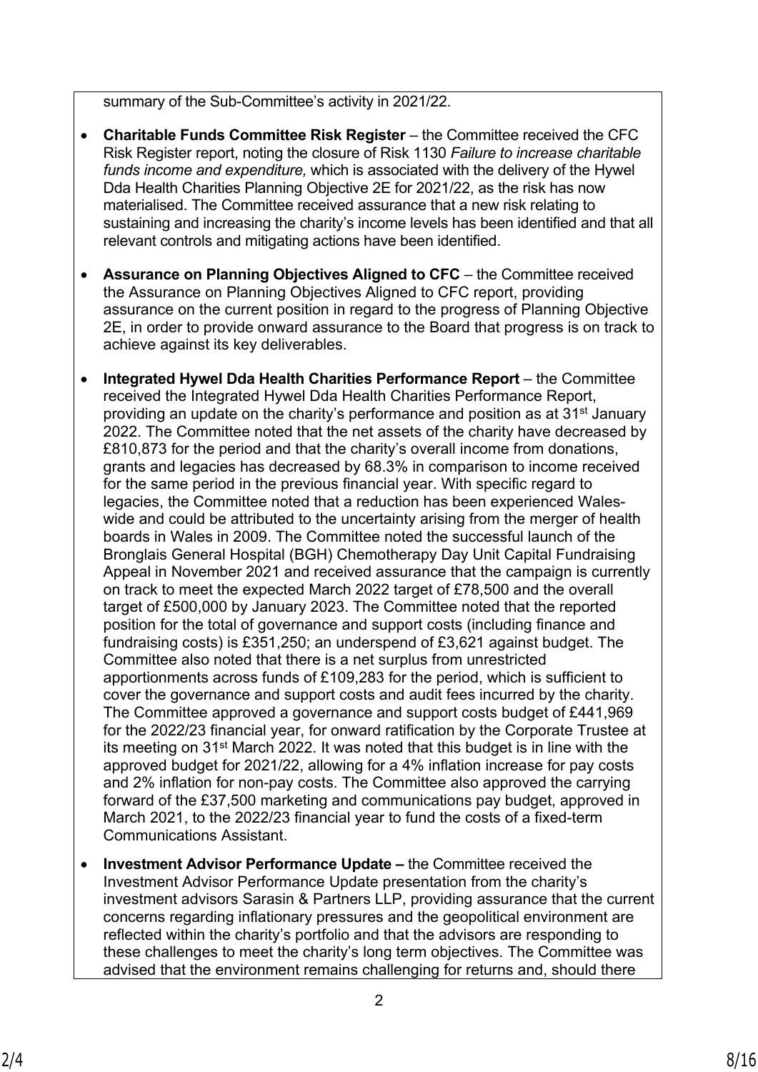summary of the Sub-Committee's activity in 2021/22.

- **Charitable Funds Committee Risk Register** – the Committee received the CFC Risk Register report, noting the closure of Risk 1130 *Failure to increase charitable funds income and expenditure,* which is associated with the delivery of the Hywel Dda Health Charities Planning Objective 2E for 2021/22, as the risk has now materialised. The Committee received assurance that a new risk relating to sustaining and increasing the charity's income levels has been identified and that all relevant controls and mitigating actions have been identified.

- **Assurance on Planning Objectives Aligned to CFC** – the Committee received the Assurance on Planning Objectives Aligned to CFC report, providing assurance on the current position in regard to the progress of Planning Objective 2E, in order to provide onward assurance to the Board that progress is on track to achieve against its key deliverables.

- **Integrated Hywel Dda Health Charities Performance Report** – the Committee received the Integrated Hywel Dda Health Charities Performance Report, providing an update on the charity's performance and position as at 31st January 2022. The Committee noted that the net assets of the charity have decreased by £810,873 for the period and that the charity's overall income from donations, grants and legacies has decreased by 68.3% in comparison to income received for the same period in the previous financial year. With specific regard to legacies, the Committee noted that a reduction has been experienced Wales-wide and could be attributed to the uncertainty arising from the merger of health boards in Wales in 2009. The Committee noted the successful launch of the Bronglais General Hospital (BGH) Chemotherapy Day Unit Capital Fundraising Appeal in November 2021 and received assurance that the campaign is currently on track to meet the expected March 2022 target of £78,500 and the overall target of £500,000 by January 2023. The Committee noted that the reported position for the total of governance and support costs (including finance and fundraising costs) is £351,250; an underspend of £3,621 against budget. The Committee also noted that there is a net surplus from unrestricted apportionments across funds of £109,283 for the period, which is sufficient to cover the governance and support costs and audit fees incurred by the charity. The Committee approved a governance and support costs budget of £441,969 for the 2022/23 financial year, for onward ratification by the Corporate Trustee at its meeting on 31st March 2022. It was noted that this budget is in line with the approved budget for 2021/22, allowing for a 4% inflation increase for pay costs and 2% inflation for non-pay costs. The Committee also approved the carrying forward of the £37,500 marketing and communications pay budget, approved in March 2021, to the 2022/23 financial year to fund the costs of a fixed-term Communications Assistant.

- **Investment Advisor Performance Update –** the Committee received the Investment Advisor Performance Update presentation from the charity's investment advisors Sarasin & Partners LLP, providing assurance that the current concerns regarding inflationary pressures and the geopolitical environment are reflected within the charity's portfolio and that the advisors are responding to these challenges to meet the charity's long term objectives. The Committee was advised that the environment remains challenging for returns and, should there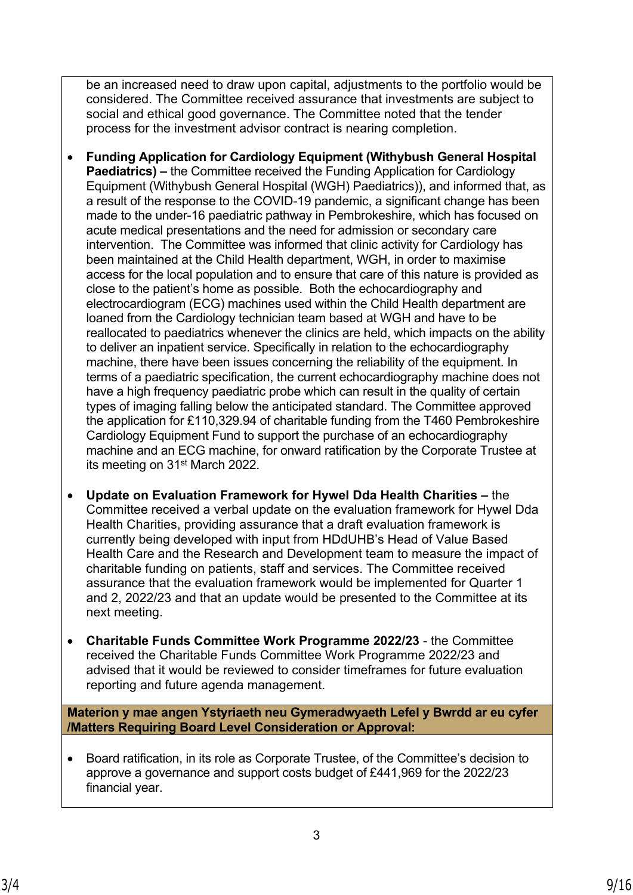be an increased need to draw upon capital, adjustments to the portfolio would be considered. The Committee received assurance that investments are subject to social and ethical good governance. The Committee noted that the tender process for the investment advisor contract is nearing completion.

- **Funding Application for Cardiology Equipment (Withybush General Hospital Paediatrics) –** the Committee received the Funding Application for Cardiology Equipment (Withybush General Hospital (WGH) Paediatrics)), and informed that, as a result of the response to the COVID-19 pandemic, a significant change has been made to the under-16 paediatric pathway in Pembrokeshire, which has focused on acute medical presentations and the need for admission or secondary care intervention. The Committee was informed that clinic activity for Cardiology has been maintained at the Child Health department, WGH, in order to maximise access for the local population and to ensure that care of this nature is provided as close to the patient's home as possible. Both the echocardiography and electrocardiogram (ECG) machines used within the Child Health department are loaned from the Cardiology technician team based at WGH and have to be reallocated to paediatrics whenever the clinics are held, which impacts on the ability to deliver an inpatient service. Specifically in relation to the echocardiography machine, there have been issues concerning the reliability of the equipment. In terms of a paediatric specification, the current echocardiography machine does not have a high frequency paediatric probe which can result in the quality of certain types of imaging falling below the anticipated standard. The Committee approved the application for £110,329.94 of charitable funding from the T460 Pembrokeshire Cardiology Equipment Fund to support the purchase of an echocardiography machine and an ECG machine, for onward ratification by the Corporate Trustee at its meeting on 31st March 2022.

- **Update on Evaluation Framework for Hywel Dda Health Charities –** the Committee received a verbal update on the evaluation framework for Hywel Dda Health Charities, providing assurance that a draft evaluation framework is currently being developed with input from HDdUHB's Head of Value Based Health Care and the Research and Development team to measure the impact of charitable funding on patients, staff and services. The Committee received assurance that the evaluation framework would be implemented for Quarter 1 and 2, 2022/23 and that an update would be presented to the Committee at its next meeting.

- **Charitable Funds Committee Work Programme 2022/23** - the Committee received the Charitable Funds Committee Work Programme 2022/23 and advised that it would be reviewed to consider timeframes for future evaluation reporting and future agenda management.

**Materion y mae angen Ystyriaeth neu Gymeradwyaeth Lefel y Bwrdd ar eu cyfer /Matters Requiring Board Level Consideration or Approval:**

- Board ratification, in its role as Corporate Trustee, of the Committee's decision to approve a governance and support costs budget of £441,969 for the 2022/23 financial year.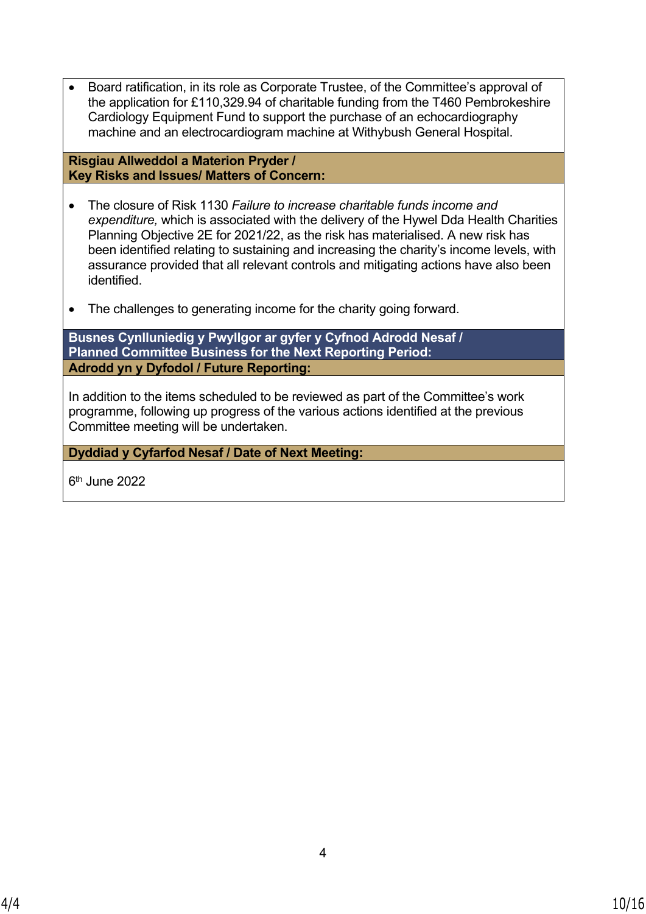- Board ratification, in its role as Corporate Trustee, of the Committee's approval of the application for £110,329.94 of charitable funding from the T460 Pembrokeshire Cardiology Equipment Fund to support the purchase of an echocardiography machine and an electrocardiogram machine at Withybush General Hospital.

**Risgiau Allweddol a Materion Pryder /**
**Key Risks and Issues/ Matters of Concern:**

- The closure of Risk 1130 *Failure to increase charitable funds income and expenditure,* which is associated with the delivery of the Hywel Dda Health Charities Planning Objective 2E for 2021/22, as the risk has materialised. A new risk has been identified relating to sustaining and increasing the charity's income levels, with assurance provided that all relevant controls and mitigating actions have also been identified.

- The challenges to generating income for the charity going forward.

**Busnes Cynlluniedig y Pwyllgor ar gyfer y Cyfnod Adrodd Nesaf /**
**Planned Committee Business for the Next Reporting Period:**

**Adrodd yn y Dyfodol / Future Reporting:**

In addition to the items scheduled to be reviewed as part of the Committee's work programme, following up progress of the various actions identified at the previous Committee meeting will be undertaken.

**Dyddiad y Cyfarfod Nesaf / Date of Next Meeting:**

6th June 2022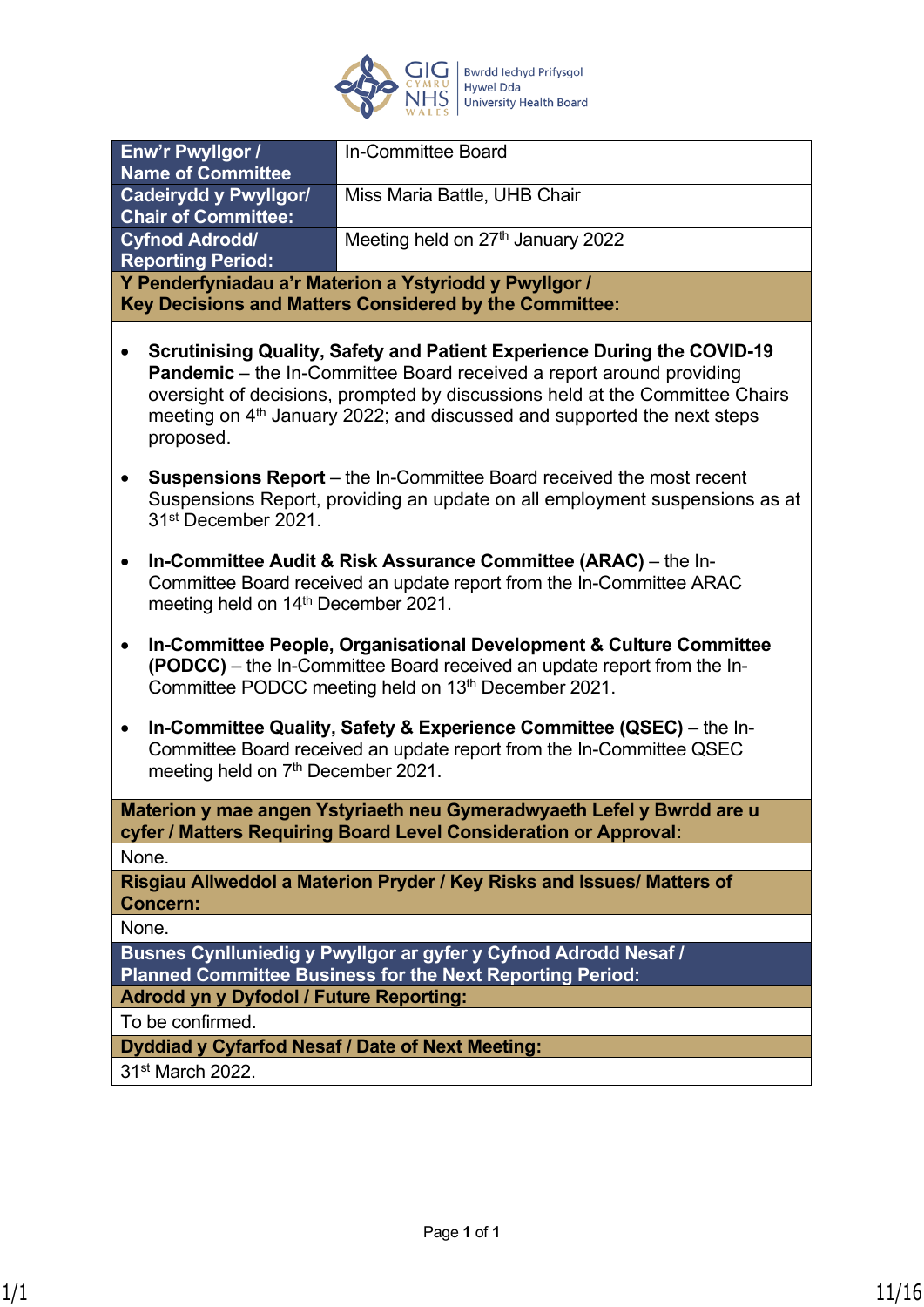| Enw'r Pwyllgor / Name of Committee | In-Committee Board |
|---|---|
| Cadeirydd y Pwyllgor/ Chair of Committee: | Miss Maria Battle, UHB Chair |
| Cyfnod Adrodd/ Reporting Period: | Meeting held on 27th January 2022 |

**Y Penderfyniadau a'r Materion a Ystyriodd y Pwyllgor / Key Decisions and Matters Considered by the Committee:**

- **Scrutinising Quality, Safety and Patient Experience During the COVID-19 Pandemic** – the In-Committee Board received a report around providing oversight of decisions, prompted by discussions held at the Committee Chairs meeting on 4th January 2022; and discussed and supported the next steps proposed.
- **Suspensions Report** – the In-Committee Board received the most recent Suspensions Report, providing an update on all employment suspensions as at 31st December 2021.
- **In-Committee Audit & Risk Assurance Committee (ARAC)** – the In-Committee Board received an update report from the In-Committee ARAC meeting held on 14th December 2021.
- **In-Committee People, Organisational Development & Culture Committee (PODCC)** – the In-Committee Board received an update report from the In-Committee PODCC meeting held on 13th December 2021.
- **In-Committee Quality, Safety & Experience Committee (QSEC)** – the In-Committee Board received an update report from the In-Committee QSEC meeting held on 7th December 2021.

**Materion y mae angen Ystyriaeth neu Gymeradwyaeth Lefel y Bwrdd are u cyfer / Matters Requiring Board Level Consideration or Approval:**

None.

**Risgiau Allweddol a Materion Pryder / Key Risks and Issues/ Matters of Concern:**

None.

**Busnes Cynlluniedig y Pwyllgor ar gyfer y Cyfnod Adrodd Nesaf / Planned Committee Business for the Next Reporting Period:**

**Adrodd yn y Dyfodol / Future Reporting:**

To be confirmed.

**Dyddiad y Cyfarfod Nesaf / Date of Next Meeting:**

31st March 2022.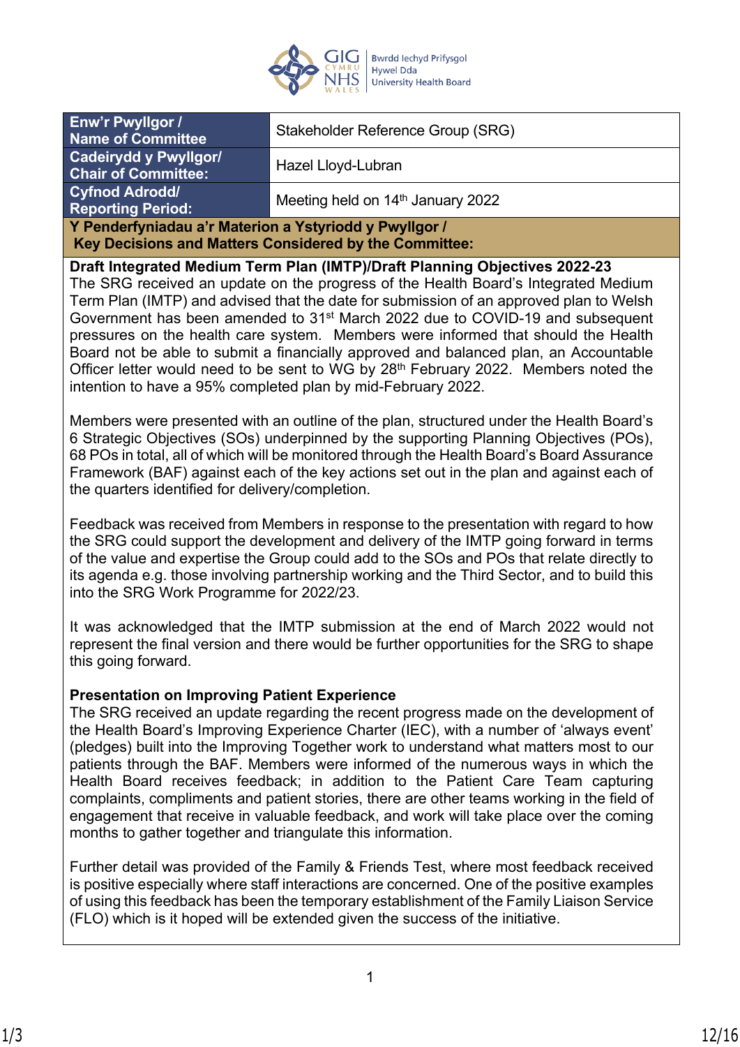| Enw'r Pwyllgor / Name of Committee | Stakeholder Reference Group (SRG) |
|---|---|
| Cadeirydd y Pwyllgor/ Chair of Committee: | Hazel Lloyd-Lubran |
| Cyfnod Adrodd/ Reporting Period: | Meeting held on 14th January 2022 |

**Y Penderfyniadau a'r Materion a Ystyriodd y Pwyllgor / Key Decisions and Matters Considered by the Committee:**

**Draft Integrated Medium Term Plan (IMTP)/Draft Planning Objectives 2022-23**

The SRG received an update on the progress of the Health Board's Integrated Medium Term Plan (IMTP) and advised that the date for submission of an approved plan to Welsh Government has been amended to 31st March 2022 due to COVID-19 and subsequent pressures on the health care system. Members were informed that should the Health Board not be able to submit a financially approved and balanced plan, an Accountable Officer letter would need to be sent to WG by 28th February 2022. Members noted the intention to have a 95% completed plan by mid-February 2022.

Members were presented with an outline of the plan, structured under the Health Board's 6 Strategic Objectives (SOs) underpinned by the supporting Planning Objectives (POs), 68 POs in total, all of which will be monitored through the Health Board's Board Assurance Framework (BAF) against each of the key actions set out in the plan and against each of the quarters identified for delivery/completion.

Feedback was received from Members in response to the presentation with regard to how the SRG could support the development and delivery of the IMTP going forward in terms of the value and expertise the Group could add to the SOs and POs that relate directly to its agenda e.g. those involving partnership working and the Third Sector, and to build this into the SRG Work Programme for 2022/23.

It was acknowledged that the IMTP submission at the end of March 2022 would not represent the final version and there would be further opportunities for the SRG to shape this going forward.

**Presentation on Improving Patient Experience**

The SRG received an update regarding the recent progress made on the development of the Health Board's Improving Experience Charter (IEC), with a number of 'always event' (pledges) built into the Improving Together work to understand what matters most to our patients through the BAF. Members were informed of the numerous ways in which the Health Board receives feedback; in addition to the Patient Care Team capturing complaints, compliments and patient stories, there are other teams working in the field of engagement that receive in valuable feedback, and work will take place over the coming months to gather together and triangulate this information.

Further detail was provided of the Family & Friends Test, where most feedback received is positive especially where staff interactions are concerned. One of the positive examples of using this feedback has been the temporary establishment of the Family Liaison Service (FLO) which is it hoped will be extended given the success of the initiative.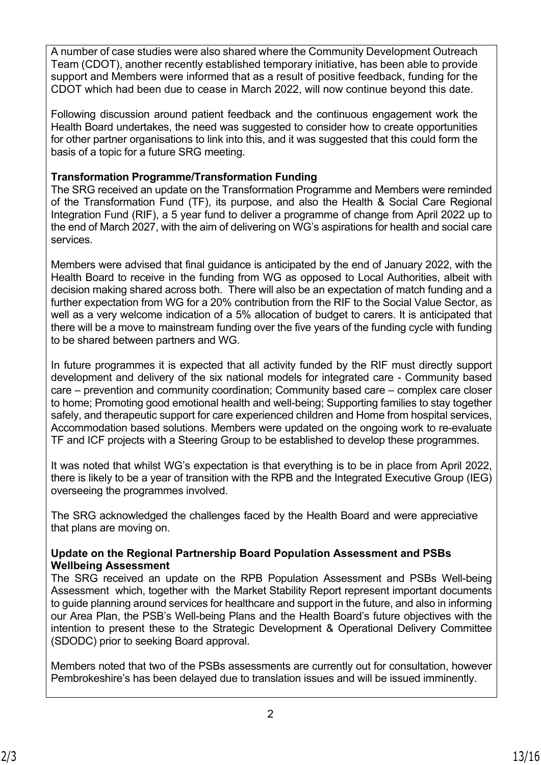A number of case studies were also shared where the Community Development Outreach Team (CDOT), another recently established temporary initiative, has been able to provide support and Members were informed that as a result of positive feedback, funding for the CDOT which had been due to cease in March 2022, will now continue beyond this date.

Following discussion around patient feedback and the continuous engagement work the Health Board undertakes, the need was suggested to consider how to create opportunities for other partner organisations to link into this, and it was suggested that this could form the basis of a topic for a future SRG meeting.

**Transformation Programme/Transformation Funding**

The SRG received an update on the Transformation Programme and Members were reminded of the Transformation Fund (TF), its purpose, and also the Health & Social Care Regional Integration Fund (RIF), a 5 year fund to deliver a programme of change from April 2022 up to the end of March 2027, with the aim of delivering on WG's aspirations for health and social care services.

Members were advised that final guidance is anticipated by the end of January 2022, with the Health Board to receive in the funding from WG as opposed to Local Authorities, albeit with decision making shared across both. There will also be an expectation of match funding and a further expectation from WG for a 20% contribution from the RIF to the Social Value Sector, as well as a very welcome indication of a 5% allocation of budget to carers. It is anticipated that there will be a move to mainstream funding over the five years of the funding cycle with funding to be shared between partners and WG.

In future programmes it is expected that all activity funded by the RIF must directly support development and delivery of the six national models for integrated care - Community based care – prevention and community coordination; Community based care – complex care closer to home; Promoting good emotional health and well-being; Supporting families to stay together safely, and therapeutic support for care experienced children and Home from hospital services, Accommodation based solutions. Members were updated on the ongoing work to re-evaluate TF and ICF projects with a Steering Group to be established to develop these programmes.

It was noted that whilst WG's expectation is that everything is to be in place from April 2022, there is likely to be a year of transition with the RPB and the Integrated Executive Group (IEG) overseeing the programmes involved.

The SRG acknowledged the challenges faced by the Health Board and were appreciative that plans are moving on.

**Update on the Regional Partnership Board Population Assessment and PSBs Wellbeing Assessment**

The SRG received an update on the RPB Population Assessment and PSBs Well-being Assessment which, together with the Market Stability Report represent important documents to guide planning around services for healthcare and support in the future, and also in informing our Area Plan, the PSB's Well-being Plans and the Health Board's future objectives with the intention to present these to the Strategic Development & Operational Delivery Committee (SDODC) prior to seeking Board approval.

Members noted that two of the PSBs assessments are currently out for consultation, however Pembrokeshire's has been delayed due to translation issues and will be issued imminently.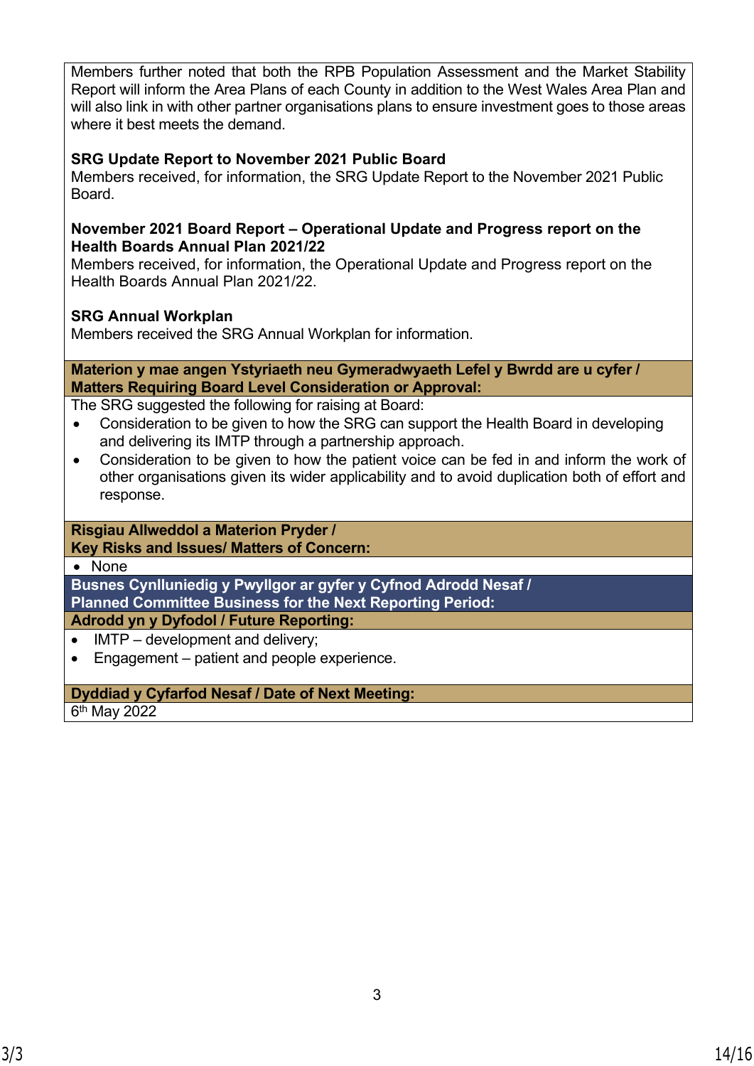Members further noted that both the RPB Population Assessment and the Market Stability Report will inform the Area Plans of each County in addition to the West Wales Area Plan and will also link in with other partner organisations plans to ensure investment goes to those areas where it best meets the demand.

**SRG Update Report to November 2021 Public Board**
Members received, for information, the SRG Update Report to the November 2021 Public Board.

**November 2021 Board Report – Operational Update and Progress report on the Health Boards Annual Plan 2021/22**
Members received, for information, the Operational Update and Progress report on the Health Boards Annual Plan 2021/22.

**SRG Annual Workplan**
Members received the SRG Annual Workplan for information.

**Materion y mae angen Ystyriaeth neu Gymeradwyaeth Lefel y Bwrdd are u cyfer / Matters Requiring Board Level Consideration or Approval:**

The SRG suggested the following for raising at Board:

- Consideration to be given to how the SRG can support the Health Board in developing and delivering its IMTP through a partnership approach.
- Consideration to be given to how the patient voice can be fed in and inform the work of other organisations given its wider applicability and to avoid duplication both of effort and response.

**Risgiau Allweddol a Materion Pryder / Key Risks and Issues/ Matters of Concern:**

- None

**Busnes Cynlluniedig y Pwyllgor ar gyfer y Cyfnod Adrodd Nesaf / Planned Committee Business for the Next Reporting Period:**

**Adrodd yn y Dyfodol / Future Reporting:**

- IMTP – development and delivery;
- Engagement – patient and people experience.

**Dyddiad y Cyfarfod Nesaf / Date of Next Meeting:**

6th May 2022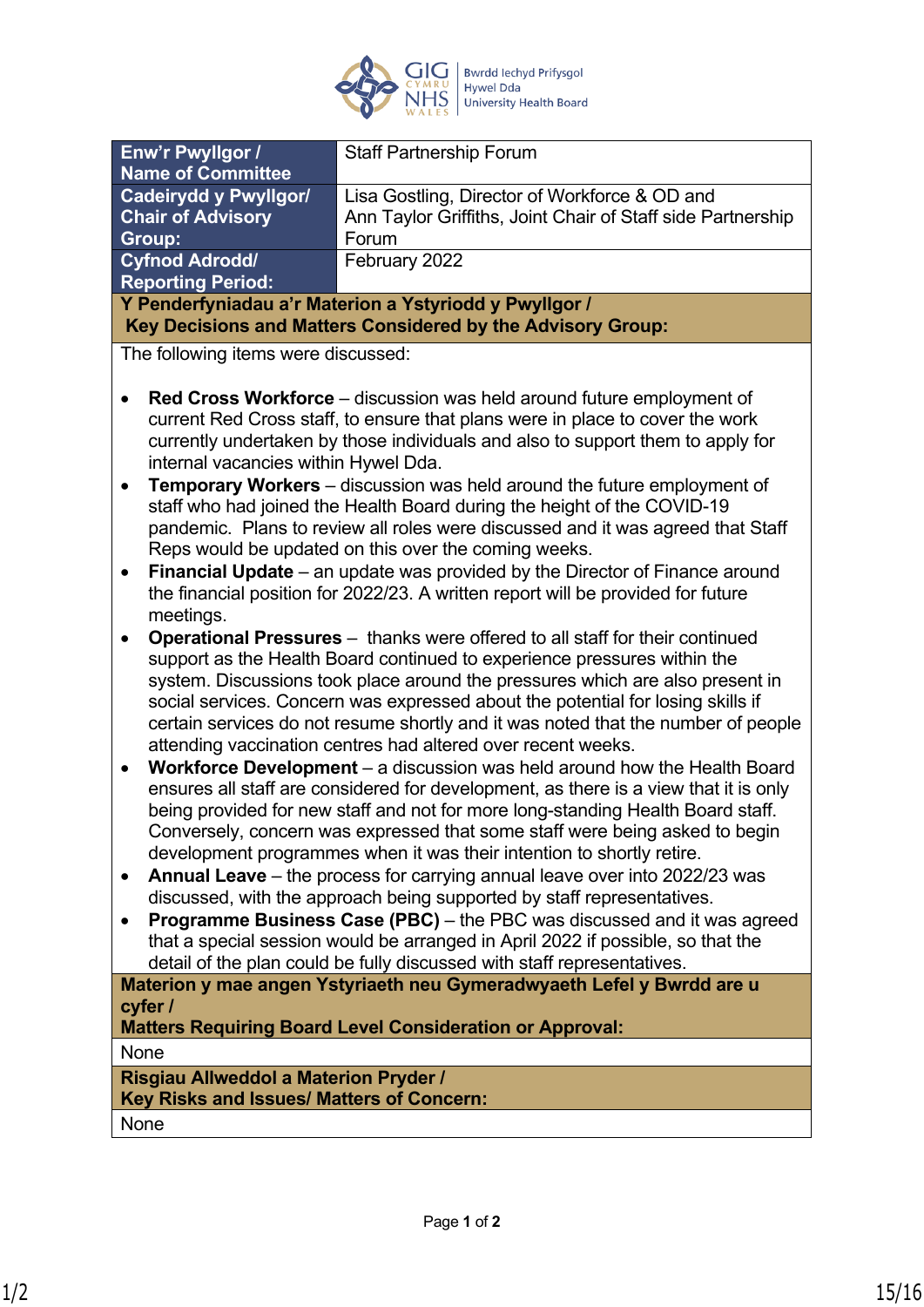| Enw'r Pwyllgor / Name of Committee | Staff Partnership Forum |
|---|---|
| Cadeirydd y Pwyllgor/ Chair of Advisory Group: | Lisa Gostling, Director of Workforce & OD and Ann Taylor Griffiths, Joint Chair of Staff side Partnership Forum |
| Cyfnod Adrodd/ Reporting Period: | February 2022 |

**Y Penderfyniadau a'r Materion a Ystyriodd y Pwyllgor / Key Decisions and Matters Considered by the Advisory Group:**

The following items were discussed:

- **Red Cross Workforce** – discussion was held around future employment of current Red Cross staff, to ensure that plans were in place to cover the work currently undertaken by those individuals and also to support them to apply for internal vacancies within Hywel Dda.
- **Temporary Workers** – discussion was held around the future employment of staff who had joined the Health Board during the height of the COVID-19 pandemic. Plans to review all roles were discussed and it was agreed that Staff Reps would be updated on this over the coming weeks.
- **Financial Update** – an update was provided by the Director of Finance around the financial position for 2022/23. A written report will be provided for future meetings.
- **Operational Pressures** – thanks were offered to all staff for their continued support as the Health Board continued to experience pressures within the system. Discussions took place around the pressures which are also present in social services. Concern was expressed about the potential for losing skills if certain services do not resume shortly and it was noted that the number of people attending vaccination centres had altered over recent weeks.
- **Workforce Development** – a discussion was held around how the Health Board ensures all staff are considered for development, as there is a view that it is only being provided for new staff and not for more long-standing Health Board staff. Conversely, concern was expressed that some staff were being asked to begin development programmes when it was their intention to shortly retire.
- **Annual Leave** – the process for carrying annual leave over into 2022/23 was discussed, with the approach being supported by staff representatives.
- **Programme Business Case (PBC)** – the PBC was discussed and it was agreed that a special session would be arranged in April 2022 if possible, so that the detail of the plan could be fully discussed with staff representatives.

**Materion y mae angen Ystyriaeth neu Gymeradwyaeth Lefel y Bwrdd are u cyfer / Matters Requiring Board Level Consideration or Approval:**

None

**Risgiau Allweddol a Materion Pryder / Key Risks and Issues/ Matters of Concern:**

None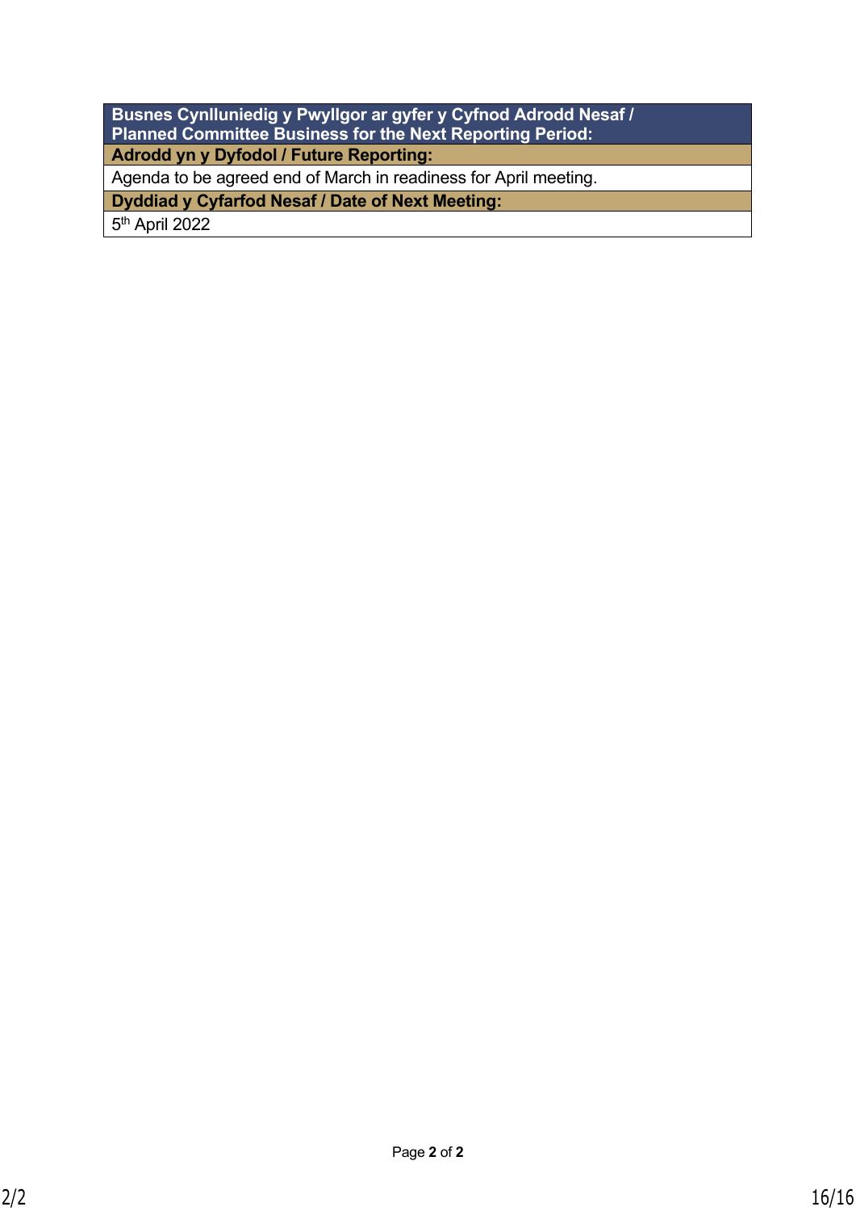| Busnes Cynlluniedig y Pwyllgor ar gyfer y Cyfnod Adrodd Nesaf / Planned Committee Business for the Next Reporting Period: |
|---|
| **Adrodd yn y Dyfodol / Future Reporting:** |
| Agenda to be agreed end of March in readiness for April meeting. |
| **Dyddiad y Cyfarfod Nesaf / Date of Next Meeting:** |
| 5th April 2022 |